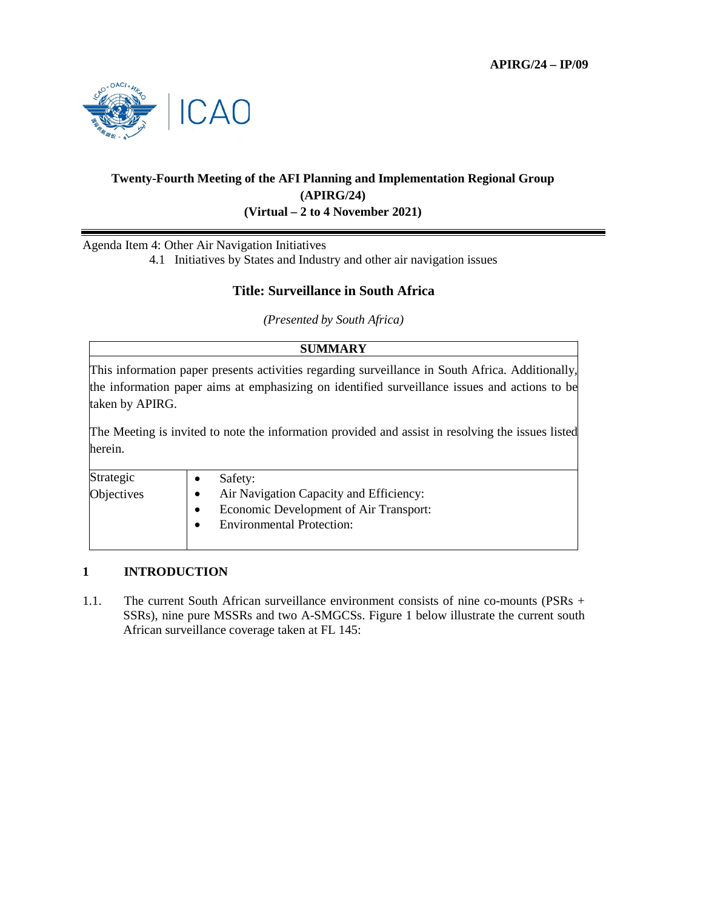**APIRG/24 – IP/09**

# Twenty-Fourth Meeting of the AFI Planning and Implementation Regional Group (APIRG/24) (Virtual – 2 to 4 November 2021)

Agenda Item 4: Other Air Navigation Initiatives

4.1 Initiatives by States and Industry and other air navigation issues

## Title: Surveillance in South Africa

*(Presented by South Africa)*

| SUMMARY | |
|---|---|
| This information paper presents activities regarding surveillance in South Africa. Additionally, the information paper aims at emphasizing on identified surveillance issues and actions to be taken by APIRG.<br><br>The Meeting is invited to note the information provided and assist in resolving the issues listed herein. | |
| Strategic Objectives | • Safety:<br>• Air Navigation Capacity and Efficiency:<br>• Economic Development of Air Transport:<br>• Environmental Protection: |

## 1 INTRODUCTION

1.1. The current South African surveillance environment consists of nine co-mounts (PSRs + SSRs), nine pure MSSRs and two A-SMGCSs. Figure 1 below illustrate the current south African surveillance coverage taken at FL 145: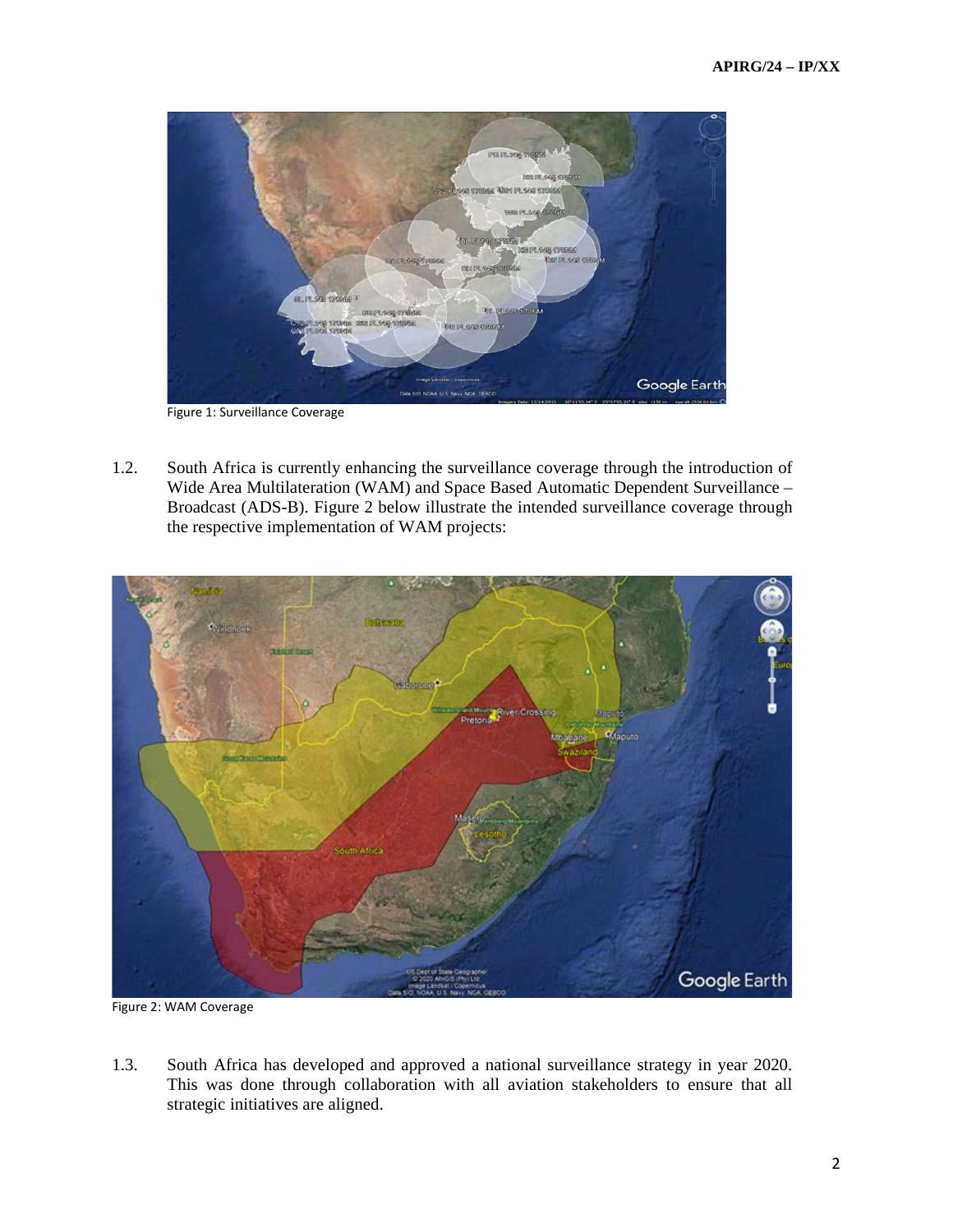Figure 1: Surveillance Coverage

1.2. South Africa is currently enhancing the surveillance coverage through the introduction of Wide Area Multilateration (WAM) and Space Based Automatic Dependent Surveillance – Broadcast (ADS-B). Figure 2 below illustrate the intended surveillance coverage through the respective implementation of WAM projects:

Figure 2: WAM Coverage

1.3. South Africa has developed and approved a national surveillance strategy in year 2020. This was done through collaboration with all aviation stakeholders to ensure that all strategic initiatives are aligned.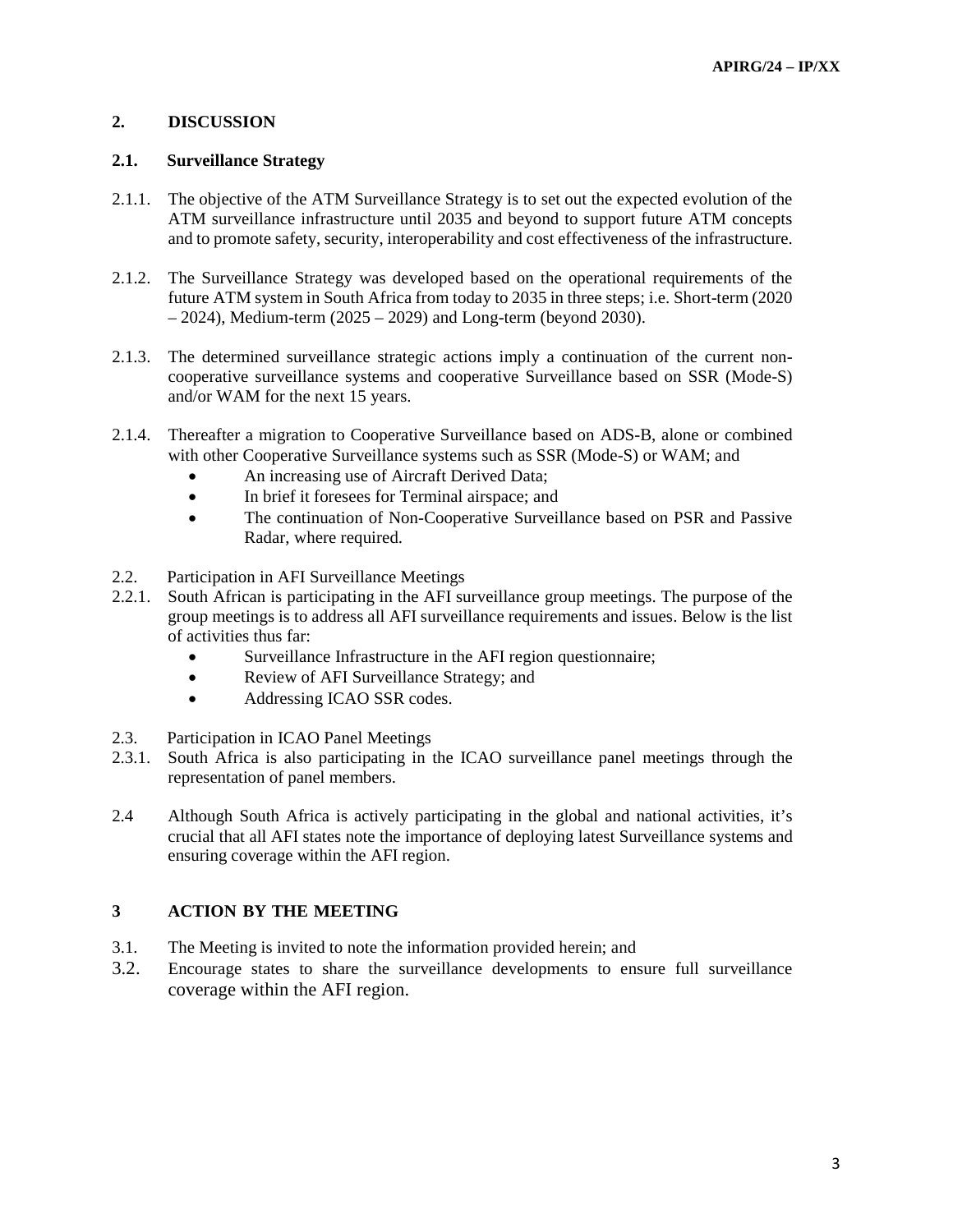## 2. DISCUSSION

### 2.1. Surveillance Strategy

2.1.1. The objective of the ATM Surveillance Strategy is to set out the expected evolution of the ATM surveillance infrastructure until 2035 and beyond to support future ATM concepts and to promote safety, security, interoperability and cost effectiveness of the infrastructure.

2.1.2. The Surveillance Strategy was developed based on the operational requirements of the future ATM system in South Africa from today to 2035 in three steps; i.e. Short-term (2020 – 2024), Medium-term (2025 – 2029) and Long-term (beyond 2030).

2.1.3. The determined surveillance strategic actions imply a continuation of the current non-cooperative surveillance systems and cooperative Surveillance based on SSR (Mode-S) and/or WAM for the next 15 years.

2.1.4. Thereafter a migration to Cooperative Surveillance based on ADS-B, alone or combined with other Cooperative Surveillance systems such as SSR (Mode-S) or WAM; and

- An increasing use of Aircraft Derived Data;
- In brief it foresees for Terminal airspace; and
- The continuation of Non-Cooperative Surveillance based on PSR and Passive Radar, where required.

2.2. Participation in AFI Surveillance Meetings

2.2.1. South African is participating in the AFI surveillance group meetings. The purpose of the group meetings is to address all AFI surveillance requirements and issues. Below is the list of activities thus far:

- Surveillance Infrastructure in the AFI region questionnaire;
- Review of AFI Surveillance Strategy; and
- Addressing ICAO SSR codes.

2.3. Participation in ICAO Panel Meetings

2.3.1. South Africa is also participating in the ICAO surveillance panel meetings through the representation of panel members.

2.4 Although South Africa is actively participating in the global and national activities, it's crucial that all AFI states note the importance of deploying latest Surveillance systems and ensuring coverage within the AFI region.

## 3 ACTION BY THE MEETING

3.1. The Meeting is invited to note the information provided herein; and

3.2. Encourage states to share the surveillance developments to ensure full surveillance coverage within the AFI region.